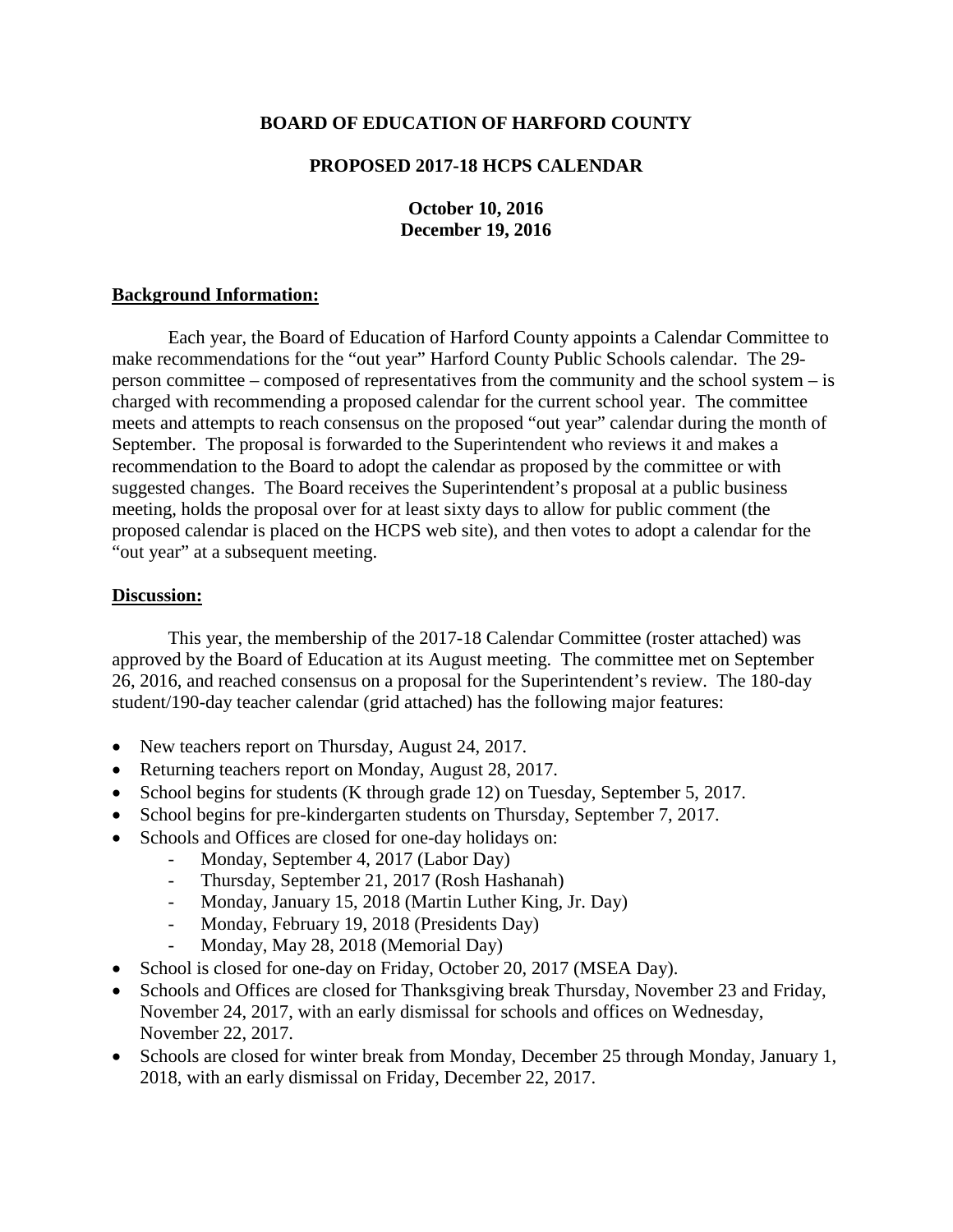# BOARD OF EDUCATION OF HARFORD COUNTY

## PROPOSED 2017-18 HCPS CALENDAR

**October 10, 2016**
**December 19, 2016**

### Background Information:

Each year, the Board of Education of Harford County appoints a Calendar Committee to make recommendations for the "out year" Harford County Public Schools calendar. The 29-person committee – composed of representatives from the community and the school system – is charged with recommending a proposed calendar for the current school year. The committee meets and attempts to reach consensus on the proposed "out year" calendar during the month of September. The proposal is forwarded to the Superintendent who reviews it and makes a recommendation to the Board to adopt the calendar as proposed by the committee or with suggested changes. The Board receives the Superintendent's proposal at a public business meeting, holds the proposal over for at least sixty days to allow for public comment (the proposed calendar is placed on the HCPS web site), and then votes to adopt a calendar for the "out year" at a subsequent meeting.

### Discussion:

This year, the membership of the 2017-18 Calendar Committee (roster attached) was approved by the Board of Education at its August meeting. The committee met on September 26, 2016, and reached consensus on a proposal for the Superintendent's review. The 180-day student/190-day teacher calendar (grid attached) has the following major features:

- New teachers report on Thursday, August 24, 2017.
- Returning teachers report on Monday, August 28, 2017.
- School begins for students (K through grade 12) on Tuesday, September 5, 2017.
- School begins for pre-kindergarten students on Thursday, September 7, 2017.
- Schools and Offices are closed for one-day holidays on:
  - Monday, September 4, 2017 (Labor Day)
  - Thursday, September 21, 2017 (Rosh Hashanah)
  - Monday, January 15, 2018 (Martin Luther King, Jr. Day)
  - Monday, February 19, 2018 (Presidents Day)
  - Monday, May 28, 2018 (Memorial Day)
- School is closed for one-day on Friday, October 20, 2017 (MSEA Day).
- Schools and Offices are closed for Thanksgiving break Thursday, November 23 and Friday, November 24, 2017, with an early dismissal for schools and offices on Wednesday, November 22, 2017.
- Schools are closed for winter break from Monday, December 25 through Monday, January 1, 2018, with an early dismissal on Friday, December 22, 2017.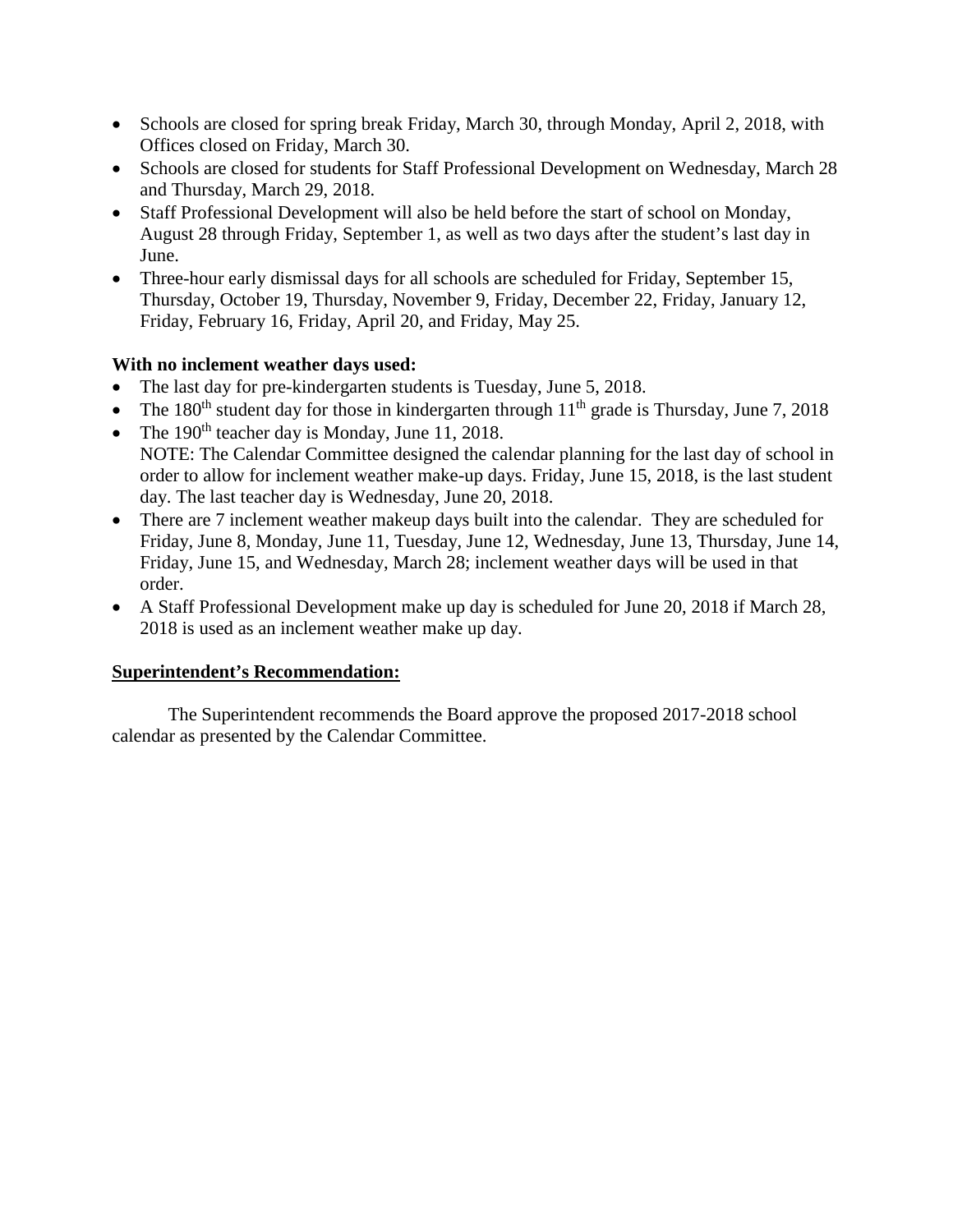- Schools are closed for spring break Friday, March 30, through Monday, April 2, 2018, with Offices closed on Friday, March 30.
- Schools are closed for students for Staff Professional Development on Wednesday, March 28 and Thursday, March 29, 2018.
- Staff Professional Development will also be held before the start of school on Monday, August 28 through Friday, September 1, as well as two days after the student's last day in June.
- Three-hour early dismissal days for all schools are scheduled for Friday, September 15, Thursday, October 19, Thursday, November 9, Friday, December 22, Friday, January 12, Friday, February 16, Friday, April 20, and Friday, May 25.

**With no inclement weather days used:**

- The last day for pre-kindergarten students is Tuesday, June 5, 2018.
- The 180th student day for those in kindergarten through 11th grade is Thursday, June 7, 2018
- The 190th teacher day is Monday, June 11, 2018.
  NOTE: The Calendar Committee designed the calendar planning for the last day of school in order to allow for inclement weather make-up days. Friday, June 15, 2018, is the last student day. The last teacher day is Wednesday, June 20, 2018.
- There are 7 inclement weather makeup days built into the calendar. They are scheduled for Friday, June 8, Monday, June 11, Tuesday, June 12, Wednesday, June 13, Thursday, June 14, Friday, June 15, and Wednesday, March 28; inclement weather days will be used in that order.
- A Staff Professional Development make up day is scheduled for June 20, 2018 if March 28, 2018 is used as an inclement weather make up day.

**Superintendent's Recommendation:**

The Superintendent recommends the Board approve the proposed 2017-2018 school calendar as presented by the Calendar Committee.